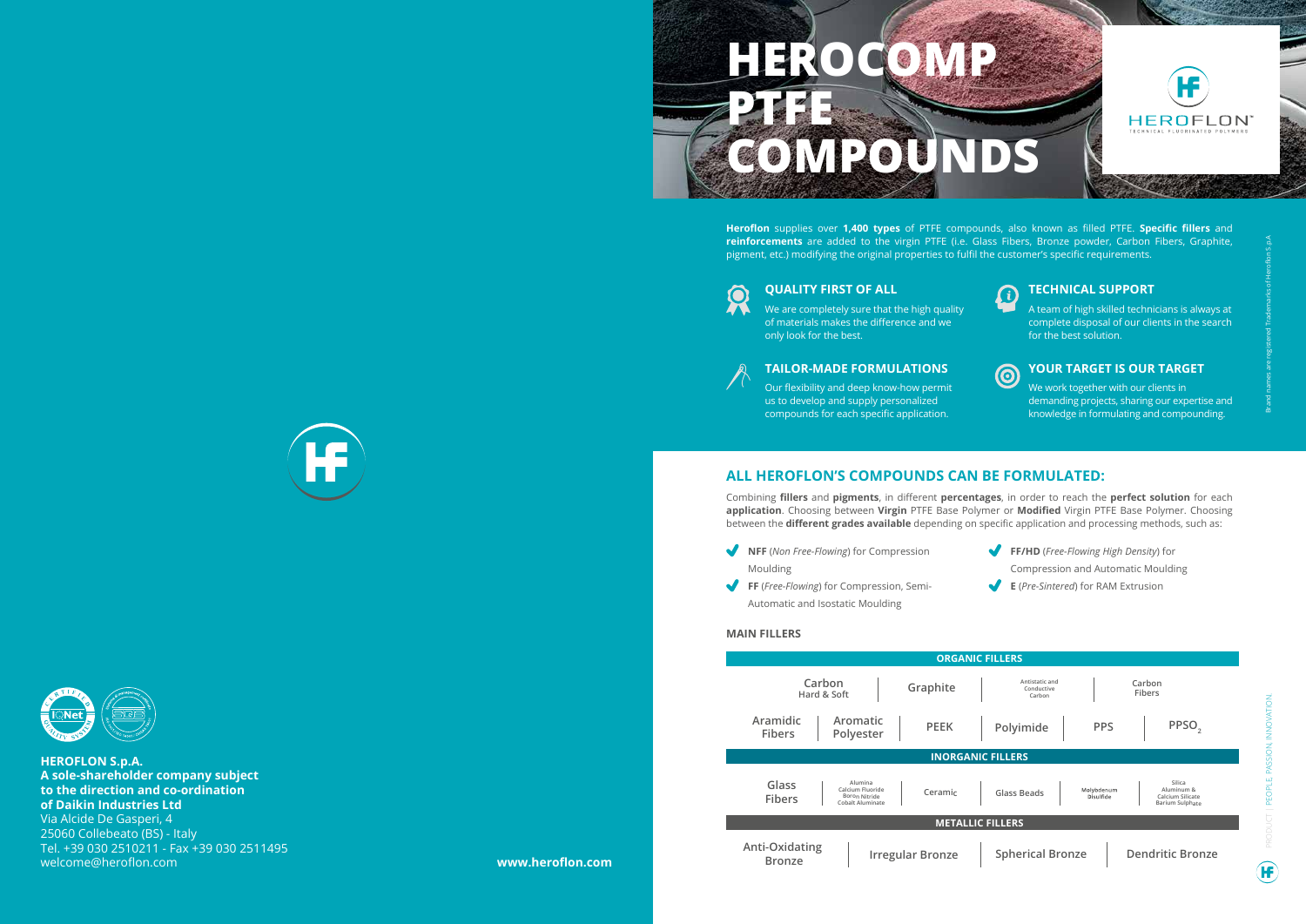# HEROCOMP PTFE COMPOUNDS

HEROFLON
TECHNICAL FLUORINATED POLYMERS

**Heroflon** supplies over **1,400 types** of PTFE compounds, also known as filled PTFE. **Specific fillers** and **reinforcements** are added to the virgin PTFE (i.e. Glass Fibers, Bronze powder, Carbon Fibers, Graphite, pigment, etc.) modifying the original properties to fulfil the customer's specific requirements.

### QUALITY FIRST OF ALL

We are completely sure that the high quality of materials makes the difference and we only look for the best.

### TAILOR-MADE FORMULATIONS

Our flexibility and deep know-how permit us to develop and supply personalized compounds for each specific application.

### TECHNICAL SUPPORT

A team of high skilled technicians is always at complete disposal of our clients in the search for the best solution.

### YOUR TARGET IS OUR TARGET

We work together with our clients in demanding projects, sharing our expertise and knowledge in formulating and compounding.

Brand names are registered Trademarks of Heroflon S.p.A

## ALL HEROFLON'S COMPOUNDS CAN BE FORMULATED:

Combining **fillers** and **pigments**, in different **percentages**, in order to reach the **perfect solution** for each **application**. Choosing between **Virgin** PTFE Base Polymer or **Modified** Virgin PTFE Base Polymer. Choosing between the **different grades available** depending on specific application and processing methods, such as:

- **NFF** (*Non Free-Flowing*) for Compression Moulding
- **FF** (*Free-Flowing*) for Compression, Semi-Automatic and Isostatic Moulding
- **FF/HD** (*Free-Flowing High Density*) for Compression and Automatic Moulding
- **E** (*Pre-Sintered*) for RAM Extrusion

**MAIN FILLERS**

**ORGANIC FILLERS**

| Carbon Hard & Soft | Graphite | Antistatic and Conductive Carbon | Carbon Fibers | | |
|---|---|---|---|---|---|
| Aramidic Fibers | Aromatic Polyester | PEEK | Polyimide | PPS | $PPSO_2$ |

**INORGANIC FILLERS**

| Glass Fibers | Alumina, Calcium Fluoride, Boron Nitride, Cobalt Aluminate | Ceramic | Glass Beads | Molybdenum Disulfide | Silica, Aluminum & Calcium Silicate, Barium Sulphate |
|---|---|---|---|---|---|

**METALLIC FILLERS**

| Anti-Oxidating Bronze | Irregular Bronze | Spherical Bronze | Dendritic Bronze |
|---|---|---|---|

PRODUCT | PEOPLE. PASSION. INNOVATION

**HEROFLON S.p.A.**
**A sole-shareholder company subject to the direction and co-ordination of Daikin Industries Ltd**
Via Alcide De Gasperi, 4
25060 Collebeato (BS) - Italy
Tel. +39 030 2510211 - Fax +39 030 2511495
welcome@heroflon.com

**www.heroflon.com**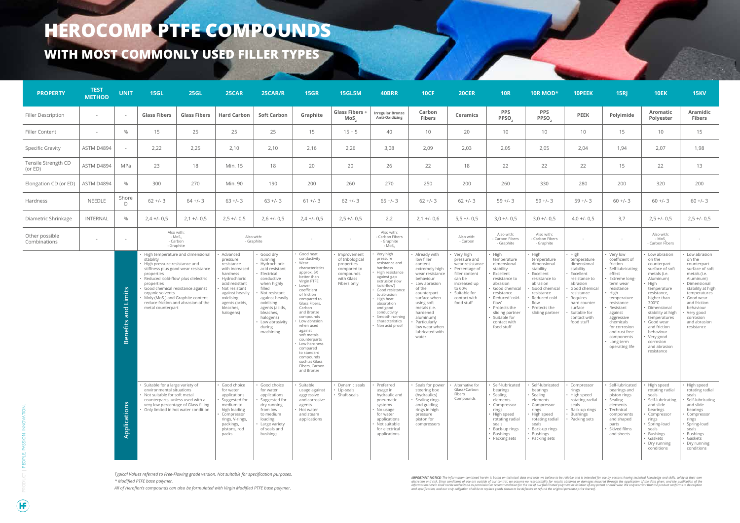# HEROCOMP PTFE COMPOUNDS

## WITH MOST COMMONLY USED FILLER TYPES

| PROPERTY | TEST METHOD | UNIT | 15GL | 25GL | 25CAR | 25CAR/R | 15GR | 15GL5M | 40BRR | 10CF | 20CER | 10R | 10R MOD* | 10PEEK | 15RJ | 10EK | 15KV |
|---|---|---|---|---|---|---|---|---|---|---|---|---|---|---|---|---|---|
| Filler Description | - | - | Glass Fibers | Glass Fibers | Hard Carbon | Soft Carbon | Graphite | Glass Fibers + $MoS_2$ | Irregular Bronze Anti-Oxidizing | Carbon Fibers | Ceramics | PPS $PPSO_2$ | PPS $PPSO_2$ | PEEK | Polyimide | Aromatic Polyester | Aramidic Fibers |
| Filler Content | - | % | 15 | 25 | 25 | 25 | 15 | 15 + 5 | 40 | 10 | 20 | 10 | 10 | 10 | 15 | 10 | 15 |
| Specific Gravity | ASTM D4894 | - | 2,22 | 2,25 | 2,10 | 2,10 | 2,16 | 2,26 | 3,08 | 2,09 | 2,03 | 2,05 | 2,05 | 2,04 | 1,94 | 2,07 | 1,98 |
| Tensile Strength CD (or ED) | ASTM D4894 | MPa | 23 | 18 | Min. 15 | 18 | 20 | 20 | 26 | 22 | 18 | 22 | 22 | 22 | 15 | 22 | 13 |
| Elongation CD (or ED) | ASTM D4894 | % | 300 | 270 | Min. 90 | 190 | 200 | 260 | 270 | 250 | 200 | 260 | 330 | 280 | 200 | 320 | 200 |
| Hardness | NEEDLE | Shore D | 62 +/- 3 | 64 +/- 3 | 63 +/- 3 | 63 +/- 3 | 61 +/- 3 | 62 +/- 3 | 65 +/- 3 | 62 +/- 3 | 62 +/- 3 | 59 +/- 3 | 59 +/- 3 | 59 +/- 3 | 60 +/- 3 | 60 +/- 3 | 60 +/- 3 |
| Diametric Shrinkage | INTERNAL | % | 2,4 +/- 0,5 | 2,1 +/- 0,5 | 2,5 +/- 0,5 | 2,6 +/- 0,5 | 2,4 +/- 0,5 | 2,5 +/- 0,5 | 2,2 | 2,1 +/- 0,6 | 5,5 +/- 0,5 | 3,0 +/- 0,5 | 3,0 +/- 0,5 | 4,0 +/- 0,5 | 3,7 | 2,5 +/- 0,5 | 2,5 +/- 0,5 |
| Other possible Combinations | - | - | Also with: - $MoS_2$ - Carbon - Graphite | | Also with: - Graphite | | - | - | Also with: - Carbon Fibers - Graphite - $MoS_2$ | - | Also with: - Carbon | Also with: - Carbon Fibers - Graphite | Also with: - Carbon Fibers - Graphite | - | - | Also with: - $MoS_2$ - Carbon Fibers | - |
| Benefits and Limits | | | • High temperature and dimensional stability • High pressure resistance and stiffness plus good wear resistance properties • Reduced 'cold-flow' plus dielectric properties • Good chemical resistance against organic solvents • Moly ($MoS_2$) and Graphite content reduce friction and abrasion of the metal counterpart | | • Advanced pressure resistance with increased hardness • Hydrochloric acid resistant • Not resistant against heavily oxidising agents (acids, bleaches, halogens) | • Good dry running • Hydrochloric acid resistant • Electrical conductive when highly filled • Not resistant against heavily oxidising agents (acids, bleaches, halogens) • Low abrasivity during machining | • Good heat conductivity • Wear characteristics approx. 5X better than Virgin PTFE • Lower coefficient of friction compared to Glass Fibers, Carbon and Bronze compounds • Low abrasion when used against soft metals counterparts • Low hardness compared to standard compounds such as Glass Fibers, Carbon and Bronze | • Improvement of tribological properties compared to compounds with Glass Fibers only | • Very high pressure resistance and hardness • High resistance against gap extrusion (low 'cold-flow') • Good resistance to abrasion • High heat absorption and good conductivity • Smooth running characteristics • Non acid proof | • Already with low filler content extremely high wear resistance behaviour • Low abrasion of the counterpart surface when using soft metals (i.e. hardened aluminum) • Particularly low wear when lubricated with water | • Very high pressure and wear resistance • Percentage of filler content can be increased up to 60% • Suitable for contact with food stuff | • High temperature dimensional stability • Excellent resistance to abrasion • Good chemical resistance • Reduced 'cold-flow' • Protects the sliding partner • Suitable for contact with food stuff | • High temperature dimensional stability • Excellent resistance to abrasion • Good chemical resistance • Reduced cold flow • Protects the sliding partner | • High temperature dimensional stability • Excellent resistance to abrasion • Good chemical resistance • Requires hard counter surface • Suitable for contact with food stuff | • Very low coefficient of friction • Self-lubricating effect • Extreme long-term wear resistance • High temperature resistance • Resistant against aggressive chemicals for corrosion and rust free components • Long term operating life | • Low abrasion on the counterpart surface of soft metals (i.e. Aluminum) • High temperature resistance, higher than 300°C • Dimensional stability at high temperatures • Good wear and friction behaviour • Very good corrosion and abrasion resistance | • Low abrasion on the counterpart surface of soft metals (i.e. Aluminum) • Dimensional stability at high temperatures • Good wear and friction behaviour • Very good corrosion and abrasion resistance |
| Applications | | | • Suitable for a large variety of environmental situations • Not suitable for soft metal counterparts, unless used with a very low percentage of Glass filling • Only limited in hot water condition | | • Good choice for water applications • Suggested for medium to high loading • Compressor rings, V-rings, packings, pistons, rod packs | • Good choice for water applications • Suggested for dry running from low to medium loading • Large variety of seals and bushings | • Suitable usage against aggressive and corrosive agents • Hot water and steam applications | • Dynamic seals • Lip-seals • Shaft-seals | • Preferred usage in hydraulic and pneumatic systems • No usage for water applications • Not suitable for electrical applications | • Seals for power steering box (hydraulics) • Sealing rings and guiding rings in high pressure piston for compressors | • Alternative for Glass+Carbon Fibers Compounds | • Self-lubricated bearings • Sealing elements • Compressor rings • High speed rotating radial seals • Back-up rings • Bushings • Packing sets | • Self-lubricated bearings • Sealing elements • Compressor rings • High speed rotating radial seals • Back-up rings • Bushings • Packing sets | • Compressor rings • High speed rotating radial seals • Back-up rings • Bushings • Packing sets | • Self-lubricated bearings and piston rings • Sealing elements • Technical components and shaped parts • Skived films and sheets | • High speed rotating radial seals • Self-lubricating and slide bearings • Compressor rings • Spring-load seals • Bushings • Gaskets • Dry running conditions | • High speed rotating radial seals • Self-lubricating and slide bearings • Compressor rings • Spring-load seals • Bushings • Gaskets • Dry running conditions |

*Typical Values referred to Free-Flowing grade version. Not suitable for specification purposes.*

*\* Modified PTFE base polymer.*

*All of Heroflon's compounds can also be formulated with Virgin Modified PTFE base polymer.*

***IMPORTANT NOTICE:*** *The information contained herein is based on technical data and tests we believe to be reliable and is intended for use by persons having technical knowledge and skills, solely at their own discretion and risk. Since conditions of use are outside of our control, we assume no responsibility for results obtained or damages incurred through the application of the data given; and the publication of the information herein shall not be understood as permission or recommendation for the use of our fluorinated polymers in violation of any patent or otherwise. We only warrant that the product conforms to description and specification, and our only obligation shall be to replace goods shown to be defective or refund the original purchase price thereof.*

PRODUCT | PEOPLE. PASSION. INNOVATION.